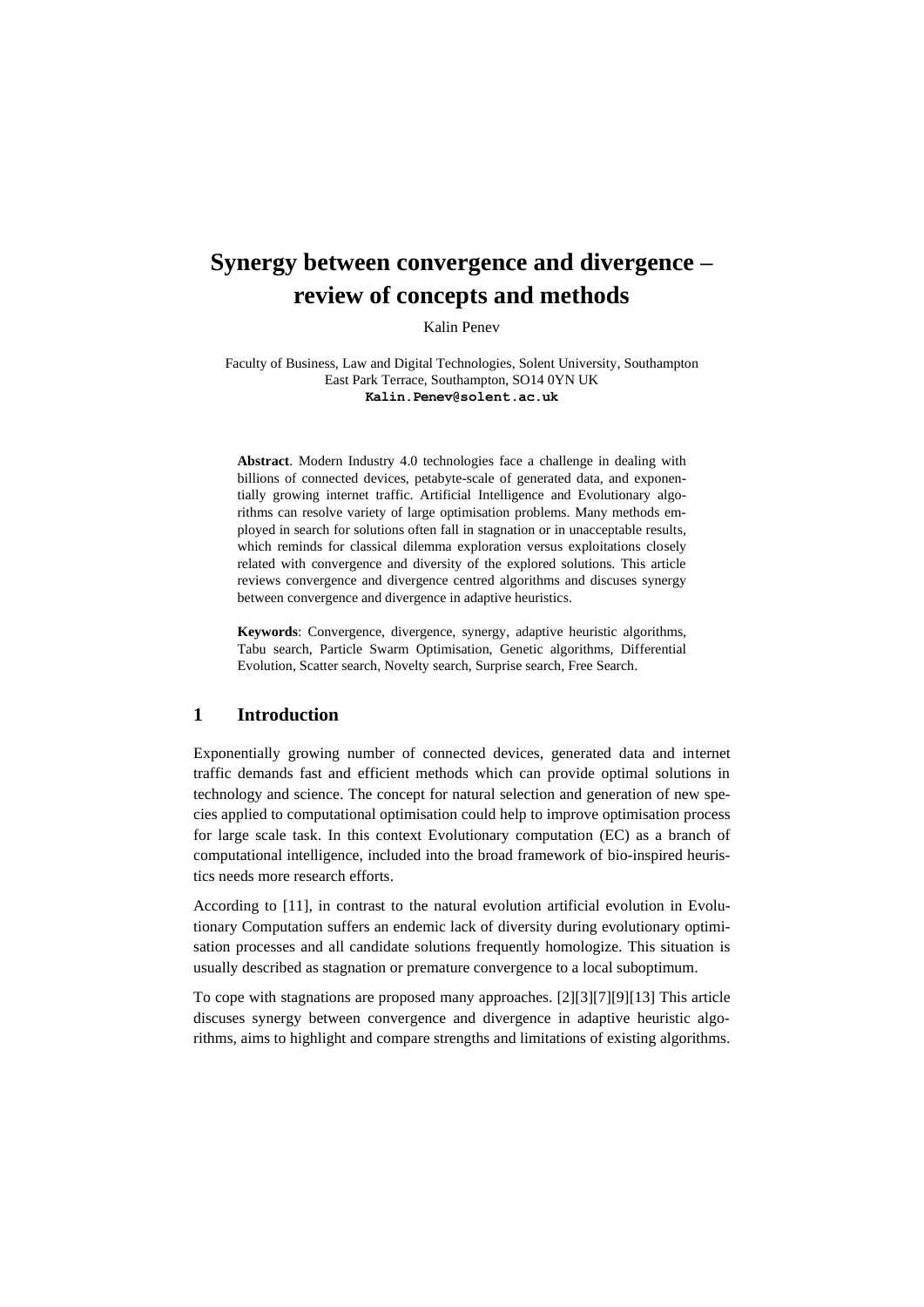# Synergy between convergence and divergence – review of concepts and methods

Kalin Penev

Faculty of Business, Law and Digital Technologies, Solent University, Southampton
East Park Terrace, Southampton, SO14 0YN UK
**Kalin.Penev@solent.ac.uk**

**Abstract**. Modern Industry 4.0 technologies face a challenge in dealing with billions of connected devices, petabyte-scale of generated data, and exponentially growing internet traffic. Artificial Intelligence and Evolutionary algorithms can resolve variety of large optimisation problems. Many methods employed in search for solutions often fall in stagnation or in unacceptable results, which reminds for classical dilemma exploration versus exploitations closely related with convergence and diversity of the explored solutions. This article reviews convergence and divergence centred algorithms and discuses synergy between convergence and divergence in adaptive heuristics.

**Keywords**: Convergence, divergence, synergy, adaptive heuristic algorithms, Tabu search, Particle Swarm Optimisation, Genetic algorithms, Differential Evolution, Scatter search, Novelty search, Surprise search, Free Search.

## 1 Introduction

Exponentially growing number of connected devices, generated data and internet traffic demands fast and efficient methods which can provide optimal solutions in technology and science. The concept for natural selection and generation of new species applied to computational optimisation could help to improve optimisation process for large scale task. In this context Evolutionary computation (EC) as a branch of computational intelligence, included into the broad framework of bio-inspired heuristics needs more research efforts.

According to [11], in contrast to the natural evolution artificial evolution in Evolutionary Computation suffers an endemic lack of diversity during evolutionary optimisation processes and all candidate solutions frequently homologize. This situation is usually described as stagnation or premature convergence to a local suboptimum.

To cope with stagnations are proposed many approaches. [2][3][7][9][13] This article discuses synergy between convergence and divergence in adaptive heuristic algorithms, aims to highlight and compare strengths and limitations of existing algorithms.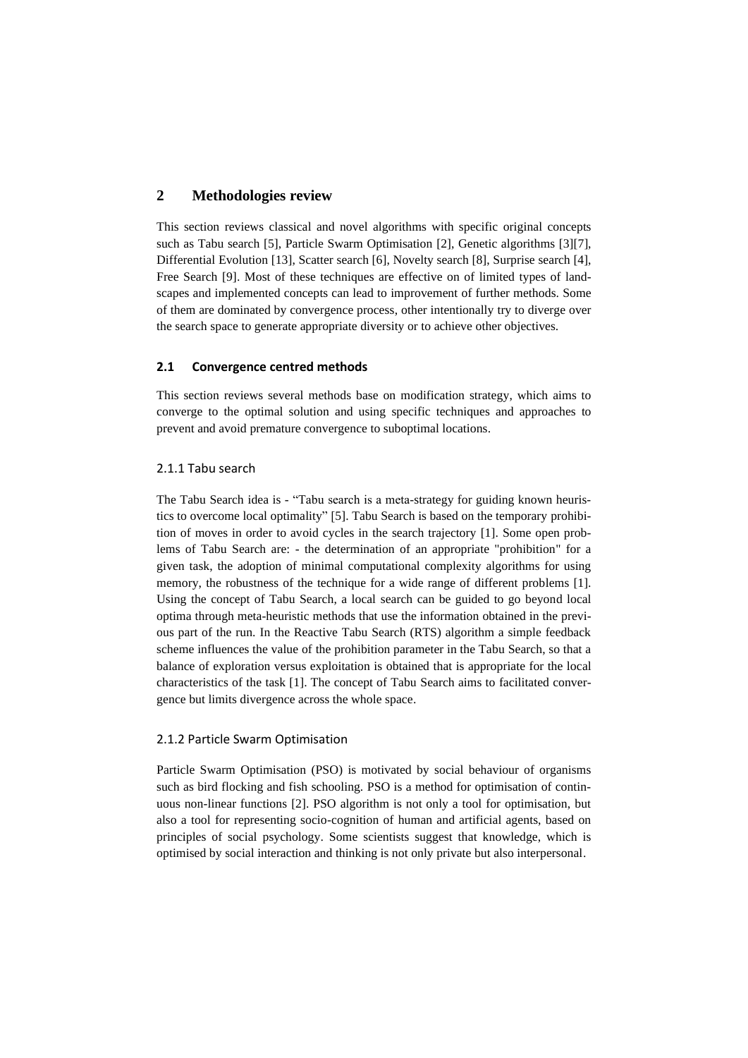## 2 Methodologies review

This section reviews classical and novel algorithms with specific original concepts such as Tabu search [5], Particle Swarm Optimisation [2], Genetic algorithms [3][7], Differential Evolution [13], Scatter search [6], Novelty search [8], Surprise search [4], Free Search [9]. Most of these techniques are effective on of limited types of landscapes and implemented concepts can lead to improvement of further methods. Some of them are dominated by convergence process, other intentionally try to diverge over the search space to generate appropriate diversity or to achieve other objectives.

### 2.1 Convergence centred methods

This section reviews several methods base on modification strategy, which aims to converge to the optimal solution and using specific techniques and approaches to prevent and avoid premature convergence to suboptimal locations.

#### 2.1.1 Tabu search

The Tabu Search idea is - "Tabu search is a meta-strategy for guiding known heuristics to overcome local optimality" [5]. Tabu Search is based on the temporary prohibition of moves in order to avoid cycles in the search trajectory [1]. Some open problems of Tabu Search are: - the determination of an appropriate "prohibition" for a given task, the adoption of minimal computational complexity algorithms for using memory, the robustness of the technique for a wide range of different problems [1]. Using the concept of Tabu Search, a local search can be guided to go beyond local optima through meta-heuristic methods that use the information obtained in the previous part of the run. In the Reactive Tabu Search (RTS) algorithm a simple feedback scheme influences the value of the prohibition parameter in the Tabu Search, so that a balance of exploration versus exploitation is obtained that is appropriate for the local characteristics of the task [1]. The concept of Tabu Search aims to facilitated convergence but limits divergence across the whole space.

#### 2.1.2 Particle Swarm Optimisation

Particle Swarm Optimisation (PSO) is motivated by social behaviour of organisms such as bird flocking and fish schooling. PSO is a method for optimisation of continuous non-linear functions [2]. PSO algorithm is not only a tool for optimisation, but also a tool for representing socio-cognition of human and artificial agents, based on principles of social psychology. Some scientists suggest that knowledge, which is optimised by social interaction and thinking is not only private but also interpersonal.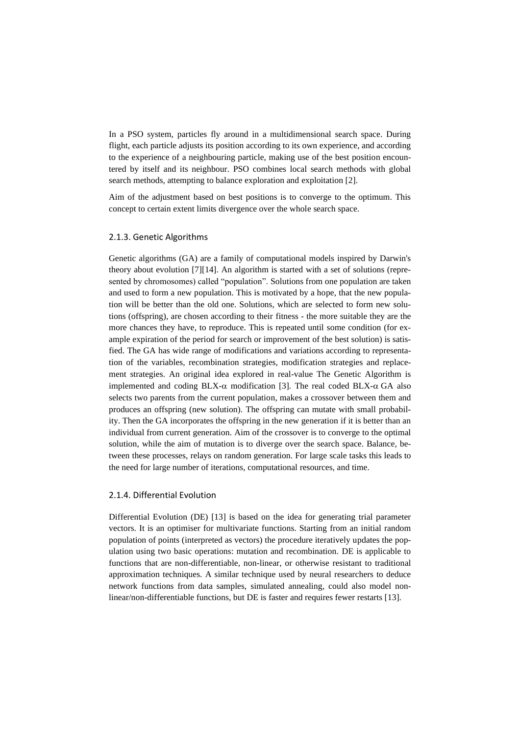In a PSO system, particles fly around in a multidimensional search space. During flight, each particle adjusts its position according to its own experience, and according to the experience of a neighbouring particle, making use of the best position encountered by itself and its neighbour. PSO combines local search methods with global search methods, attempting to balance exploration and exploitation [2].

Aim of the adjustment based on best positions is to converge to the optimum. This concept to certain extent limits divergence over the whole search space.

### 2.1.3. Genetic Algorithms

Genetic algorithms (GA) are a family of computational models inspired by Darwin's theory about evolution [7][14]. An algorithm is started with a set of solutions (represented by chromosomes) called "population". Solutions from one population are taken and used to form a new population. This is motivated by a hope, that the new population will be better than the old one. Solutions, which are selected to form new solutions (offspring), are chosen according to their fitness - the more suitable they are the more chances they have, to reproduce. This is repeated until some condition (for example expiration of the period for search or improvement of the best solution) is satisfied. The GA has wide range of modifications and variations according to representation of the variables, recombination strategies, modification strategies and replacement strategies. An original idea explored in real-value The Genetic Algorithm is implemented and coding BLX-$\alpha$ modification [3]. The real coded BLX-$\alpha$ GA also selects two parents from the current population, makes a crossover between them and produces an offspring (new solution). The offspring can mutate with small probability. Then the GA incorporates the offspring in the new generation if it is better than an individual from current generation. Aim of the crossover is to converge to the optimal solution, while the aim of mutation is to diverge over the search space. Balance, between these processes, relays on random generation. For large scale tasks this leads to the need for large number of iterations, computational resources, and time.

### 2.1.4. Differential Evolution

Differential Evolution (DE) [13] is based on the idea for generating trial parameter vectors. It is an optimiser for multivariate functions. Starting from an initial random population of points (interpreted as vectors) the procedure iteratively updates the population using two basic operations: mutation and recombination. DE is applicable to functions that are non-differentiable, non-linear, or otherwise resistant to traditional approximation techniques. A similar technique used by neural researchers to deduce network functions from data samples, simulated annealing, could also model non-linear/non-differentiable functions, but DE is faster and requires fewer restarts [13].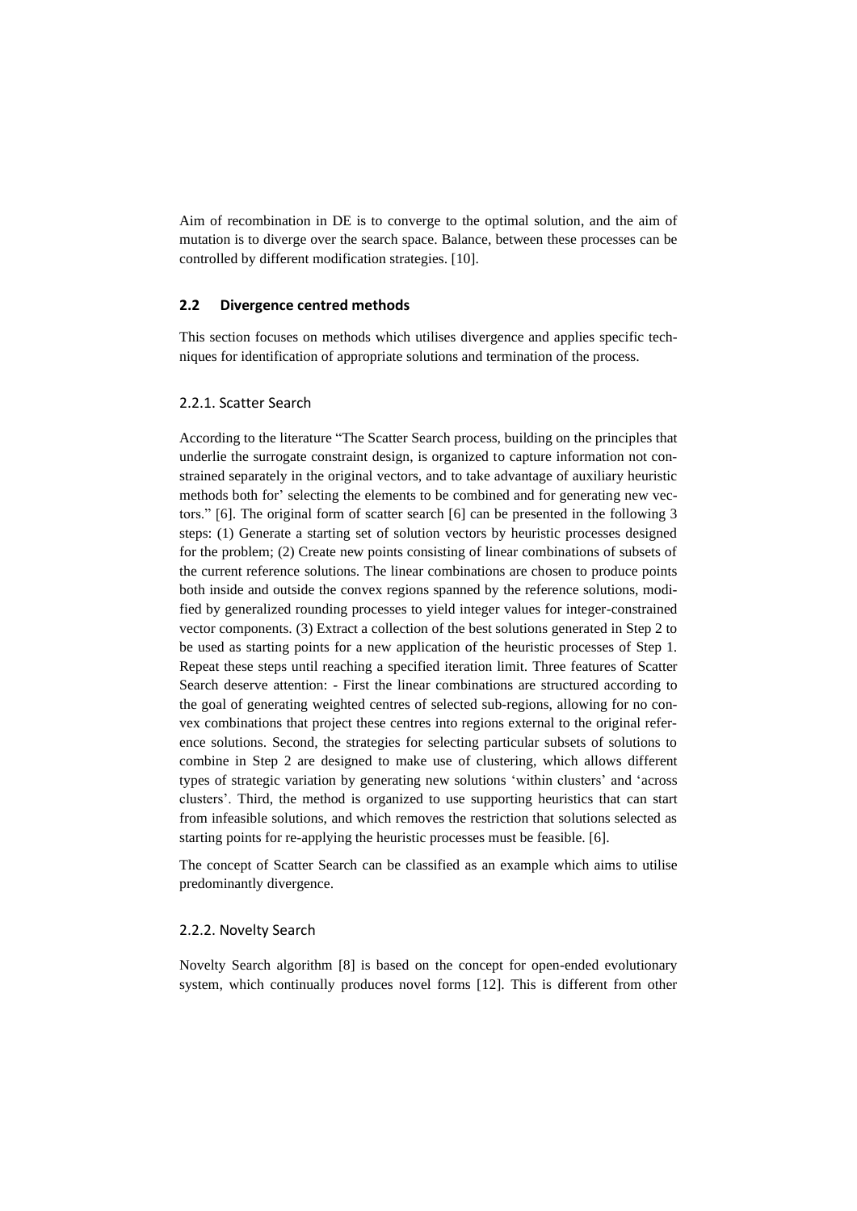Aim of recombination in DE is to converge to the optimal solution, and the aim of mutation is to diverge over the search space. Balance, between these processes can be controlled by different modification strategies. [10].

## 2.2 Divergence centred methods

This section focuses on methods which utilises divergence and applies specific techniques for identification of appropriate solutions and termination of the process.

### 2.2.1. Scatter Search

According to the literature "The Scatter Search process, building on the principles that underlie the surrogate constraint design, is organized to capture information not constrained separately in the original vectors, and to take advantage of auxiliary heuristic methods both for' selecting the elements to be combined and for generating new vectors." [6]. The original form of scatter search [6] can be presented in the following 3 steps: (1) Generate a starting set of solution vectors by heuristic processes designed for the problem; (2) Create new points consisting of linear combinations of subsets of the current reference solutions. The linear combinations are chosen to produce points both inside and outside the convex regions spanned by the reference solutions, modified by generalized rounding processes to yield integer values for integer-constrained vector components. (3) Extract a collection of the best solutions generated in Step 2 to be used as starting points for a new application of the heuristic processes of Step 1. Repeat these steps until reaching a specified iteration limit. Three features of Scatter Search deserve attention: - First the linear combinations are structured according to the goal of generating weighted centres of selected sub-regions, allowing for no convex combinations that project these centres into regions external to the original reference solutions. Second, the strategies for selecting particular subsets of solutions to combine in Step 2 are designed to make use of clustering, which allows different types of strategic variation by generating new solutions 'within clusters' and 'across clusters'. Third, the method is organized to use supporting heuristics that can start from infeasible solutions, and which removes the restriction that solutions selected as starting points for re-applying the heuristic processes must be feasible. [6].

The concept of Scatter Search can be classified as an example which aims to utilise predominantly divergence.

### 2.2.2. Novelty Search

Novelty Search algorithm [8] is based on the concept for open-ended evolutionary system, which continually produces novel forms [12]. This is different from other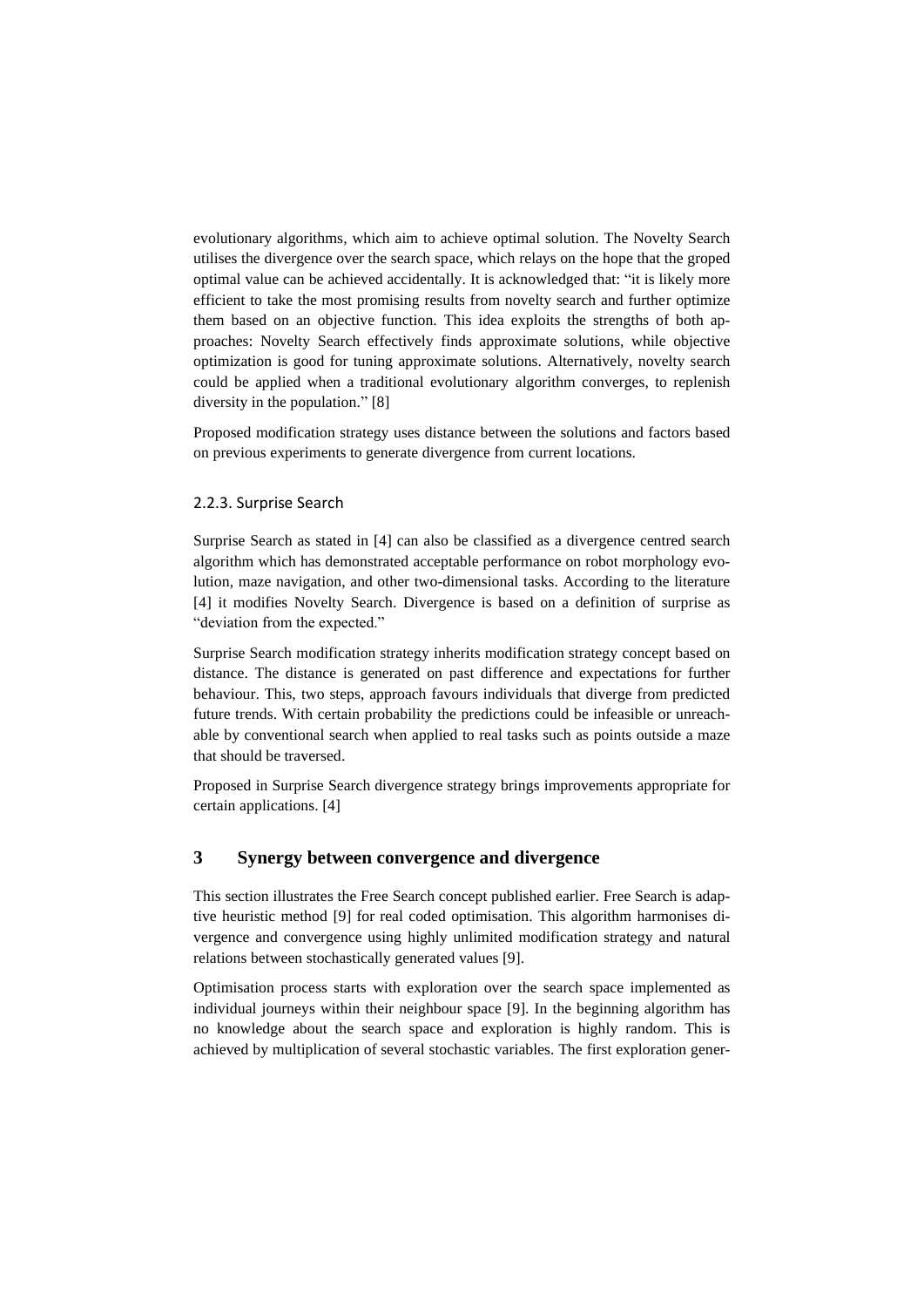evolutionary algorithms, which aim to achieve optimal solution. The Novelty Search utilises the divergence over the search space, which relays on the hope that the groped optimal value can be achieved accidentally. It is acknowledged that: "it is likely more efficient to take the most promising results from novelty search and further optimize them based on an objective function. This idea exploits the strengths of both approaches: Novelty Search effectively finds approximate solutions, while objective optimization is good for tuning approximate solutions. Alternatively, novelty search could be applied when a traditional evolutionary algorithm converges, to replenish diversity in the population." [8]

Proposed modification strategy uses distance between the solutions and factors based on previous experiments to generate divergence from current locations.

### 2.2.3. Surprise Search

Surprise Search as stated in [4] can also be classified as a divergence centred search algorithm which has demonstrated acceptable performance on robot morphology evolution, maze navigation, and other two-dimensional tasks. According to the literature [4] it modifies Novelty Search. Divergence is based on a definition of surprise as "deviation from the expected."

Surprise Search modification strategy inherits modification strategy concept based on distance. The distance is generated on past difference and expectations for further behaviour. This, two steps, approach favours individuals that diverge from predicted future trends. With certain probability the predictions could be infeasible or unreachable by conventional search when applied to real tasks such as points outside a maze that should be traversed.

Proposed in Surprise Search divergence strategy brings improvements appropriate for certain applications. [4]

## 3 Synergy between convergence and divergence

This section illustrates the Free Search concept published earlier. Free Search is adaptive heuristic method [9] for real coded optimisation. This algorithm harmonises divergence and convergence using highly unlimited modification strategy and natural relations between stochastically generated values [9].

Optimisation process starts with exploration over the search space implemented as individual journeys within their neighbour space [9]. In the beginning algorithm has no knowledge about the search space and exploration is highly random. This is achieved by multiplication of several stochastic variables. The first exploration gener-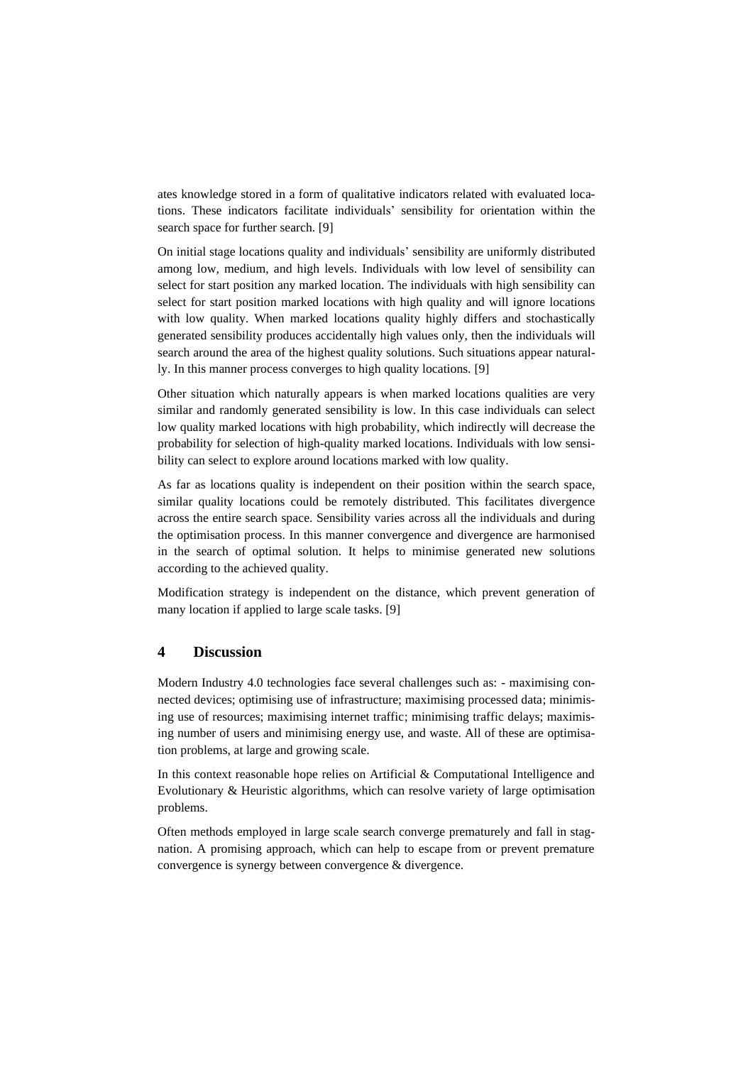ates knowledge stored in a form of qualitative indicators related with evaluated locations. These indicators facilitate individuals' sensibility for orientation within the search space for further search. [9]

On initial stage locations quality and individuals' sensibility are uniformly distributed among low, medium, and high levels. Individuals with low level of sensibility can select for start position any marked location. The individuals with high sensibility can select for start position marked locations with high quality and will ignore locations with low quality. When marked locations quality highly differs and stochastically generated sensibility produces accidentally high values only, then the individuals will search around the area of the highest quality solutions. Such situations appear naturally. In this manner process converges to high quality locations. [9]

Other situation which naturally appears is when marked locations qualities are very similar and randomly generated sensibility is low. In this case individuals can select low quality marked locations with high probability, which indirectly will decrease the probability for selection of high-quality marked locations. Individuals with low sensibility can select to explore around locations marked with low quality.

As far as locations quality is independent on their position within the search space, similar quality locations could be remotely distributed. This facilitates divergence across the entire search space. Sensibility varies across all the individuals and during the optimisation process. In this manner convergence and divergence are harmonised in the search of optimal solution. It helps to minimise generated new solutions according to the achieved quality.

Modification strategy is independent on the distance, which prevent generation of many location if applied to large scale tasks. [9]

## 4 Discussion

Modern Industry 4.0 technologies face several challenges such as: - maximising connected devices; optimising use of infrastructure; maximising processed data; minimising use of resources; maximising internet traffic; minimising traffic delays; maximising number of users and minimising energy use, and waste. All of these are optimisation problems, at large and growing scale.

In this context reasonable hope relies on Artificial & Computational Intelligence and Evolutionary & Heuristic algorithms, which can resolve variety of large optimisation problems.

Often methods employed in large scale search converge prematurely and fall in stagnation. A promising approach, which can help to escape from or prevent premature convergence is synergy between convergence & divergence.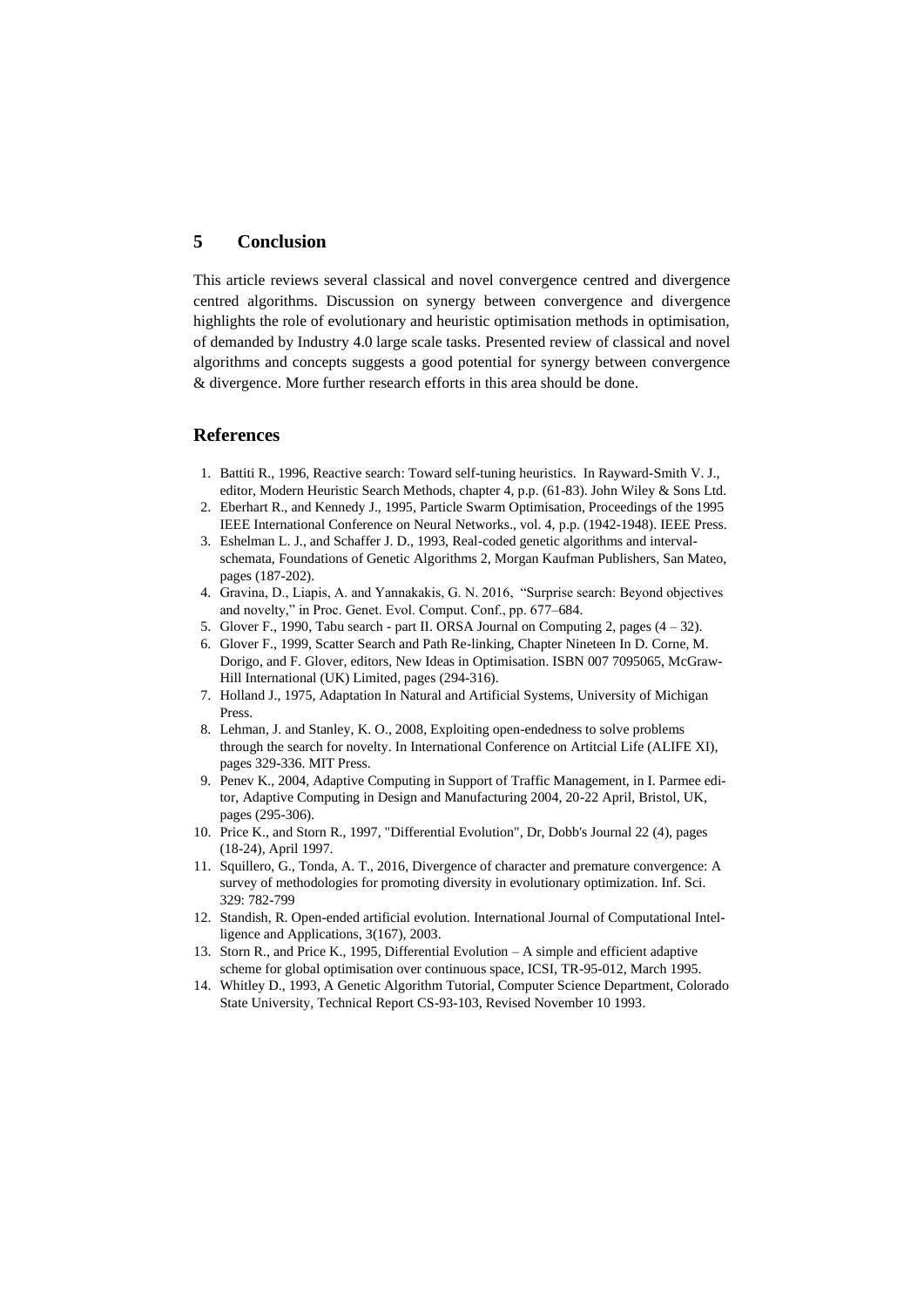## 5 Conclusion

This article reviews several classical and novel convergence centred and divergence centred algorithms. Discussion on synergy between convergence and divergence highlights the role of evolutionary and heuristic optimisation methods in optimisation, of demanded by Industry 4.0 large scale tasks. Presented review of classical and novel algorithms and concepts suggests a good potential for synergy between convergence & divergence. More further research efforts in this area should be done.

## References

1. Battiti R., 1996, Reactive search: Toward self-tuning heuristics. In Rayward-Smith V. J., editor, Modern Heuristic Search Methods, chapter 4, p.p. (61-83). John Wiley & Sons Ltd.
2. Eberhart R., and Kennedy J., 1995, Particle Swarm Optimisation, Proceedings of the 1995 IEEE International Conference on Neural Networks., vol. 4, p.p. (1942-1948). IEEE Press.
3. Eshelman L. J., and Schaffer J. D., 1993, Real-coded genetic algorithms and interval-schemata, Foundations of Genetic Algorithms 2, Morgan Kaufman Publishers, San Mateo, pages (187-202).
4. Gravina, D., Liapis, A. and Yannakakis, G. N. 2016, "Surprise search: Beyond objectives and novelty," in Proc. Genet. Evol. Comput. Conf., pp. 677–684.
5. Glover F., 1990, Tabu search - part II. ORSA Journal on Computing 2, pages (4 – 32).
6. Glover F., 1999, Scatter Search and Path Re-linking, Chapter Nineteen In D. Corne, M. Dorigo, and F. Glover, editors, New Ideas in Optimisation. ISBN 007 7095065, McGraw-Hill International (UK) Limited, pages (294-316).
7. Holland J., 1975, Adaptation In Natural and Artificial Systems, University of Michigan Press.
8. Lehman, J. and Stanley, K. O., 2008, Exploiting open-endedness to solve problems through the search for novelty. In International Conference on Artitcial Life (ALIFE XI), pages 329-336. MIT Press.
9. Penev K., 2004, Adaptive Computing in Support of Traffic Management, in I. Parmee editor, Adaptive Computing in Design and Manufacturing 2004, 20-22 April, Bristol, UK, pages (295-306).
10. Price K., and Storn R., 1997, "Differential Evolution", Dr, Dobb's Journal 22 (4), pages (18-24), April 1997.
11. Squillero, G., Tonda, A. T., 2016, Divergence of character and premature convergence: A survey of methodologies for promoting diversity in evolutionary optimization. Inf. Sci. 329: 782-799
12. Standish, R. Open-ended artificial evolution. International Journal of Computational Intelligence and Applications, 3(167), 2003.
13. Storn R., and Price K., 1995, Differential Evolution – A simple and efficient adaptive scheme for global optimisation over continuous space, ICSI, TR-95-012, March 1995.
14. Whitley D., 1993, A Genetic Algorithm Tutorial, Computer Science Department, Colorado State University, Technical Report CS-93-103, Revised November 10 1993.